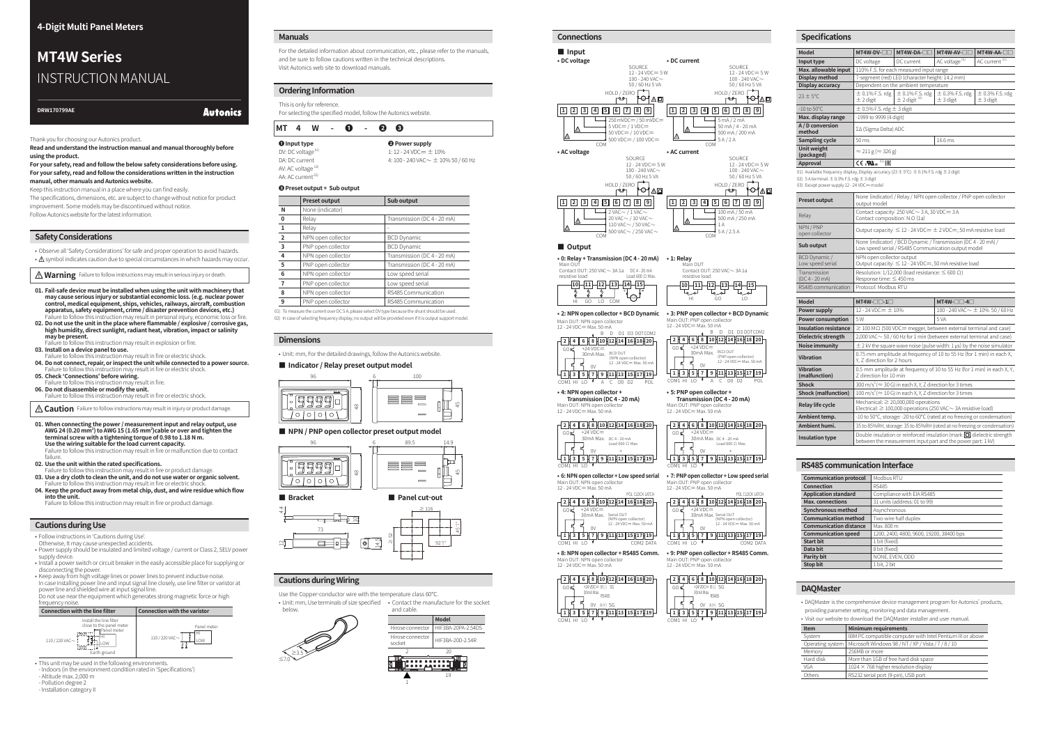# 4-Digit Multi Panel Meters

# MT4W Series

## INSTRUCTION MANUAL

DRW170799AE

Autonics

Thank you for choosing our Autonics product.

**Read and understand the instruction manual and manual thoroughly before using the product.**

**For your safety, read and follow the below safety considerations before using.**
**For your safety, read and follow the considerations written in the instruction manual, other manuals and Autonics website.**

Keep this instruction manual in a place where you can find easily.
The specifications, dimensions, etc. are subject to change without notice for product improvement. Some models may be discontinued without notice.
Follow Autonics website for the latest information.

## Safety Considerations

- Observe all 'Safety Considerations' for safe and proper operation to avoid hazards.
- ⚠ symbol indicates caution due to special circumstances in which hazards may occur.

**⚠ Warning** Failure to follow instructions may result in serious injury or death.

**01. Fail-safe device must be installed when using the unit with machinery that may cause serious injury or substantial economic loss. (e.g. nuclear power control, medical equipment, ships, vehicles, railways, aircraft, combustion apparatus, safety equipment, crime / disaster prevention devices, etc.)**
Failure to follow this instruction may result in personal injury, economic loss or fire.

**02. Do not use the unit in the place where flammable / explosive / corrosive gas, high humidity, direct sunlight, radiant heat, vibration, impact or salinity may be present.**
Failure to follow this instruction may result in explosion or fire.

**03. Install on a device panel to use.**
Failure to follow this instruction may result in fire or electric shock.

**04. Do not connect, repair, or inspect the unit while connected to a power source.**
Failure to follow this instruction may result in fire or electric shock.

**05. Check 'Connections' before wiring.**
Failure to follow this instruction may result in fire.

**06. Do not disassemble or modify the unit.**
Failure to follow this instruction may result in fire or electric shock.

**⚠ Caution** Failure to follow instructions may result in injury or product damage.

**01. When connecting the power / measurement input and relay output, use AWG 24 (0.20 mm²) to AWG 15 (1.65 mm²) cable or over and tighten the terminal screw with a tightening torque of 0.98 to 1.18 N m. Use the wiring suitable for the load current capacity.**
Failure to follow this instruction may result in fire or malfunction due to contact failure.

**02. Use the unit within the rated specifications.**
Failure to follow this instruction may result in fire or product damage.

**03. Use a dry cloth to clean the unit, and do not use water or organic solvent.**
Failure to follow this instruction may result in fire or electric shock.

**04. Keep the product away from metal chip, dust, and wire residue which flow into the unit.**
Failure to follow this instruction may result in fire or product damage.

## Cautions during Use

- Follow instructions in 'Cautions during Use'. Otherwise, It may cause unexpected accidents.
- Power supply should be insulated and limited voltage / current or Class 2, SELV power supply device.
- Install a power switch or circuit breaker in the easily accessible place for supplying or disconnecting the power.
- Keep away from high voltage lines or power lines to prevent inductive noise. In case installing power line and input signal line closely, use line filter or varistor at power line and shielded wire at input signal line. Do not use near the equipment which generates strong magnetic force or high frequency noise.

| Connection with the line filter | Connection with the varistor |
|---|---|
| Install the line filter close to the panel meter (110 / 220 VAC~, HI, LOW, Earth ground) | Panel meter (110 / 220 VAC~, HI, LOW) |

- This unit may be used in the following environments.
  - Indoors (in the environment condition rated in 'Specifications')
  - Altitude max. 2,000 m
  - Pollution degree 2
  - Installation category II

## Manuals

For the detailed information about communication, etc., please refer to the manuals, and be sure to follow cautions written in the technical descriptions.
Visit Autonics web site to download manuals.

## Ordering Information

This is only for reference.
For selecting the specified model, follow the Autonics website.

MT 4 W - ❶ - ❷ ❸

**❶ Input type**
DV: DC voltage[01]
DA: DC current
AV: AC voltage[02]
AA: AC current[02]

**❷ Power supply**
1: 12 - 24 VDC⎓ ± 10%
4: 100 - 240 VAC~ ± 10% 50 / 60 Hz

**❸ Preset output + Sub output**

| | Preset output | Sub output |
|---|---|---|
| N | None (indicator) | |
| 0 | Relay | Transmission (DC 4 - 20 mA) |
| 1 | Relay | - |
| 2 | NPN open collector | BCD Dynamic |
| 3 | PNP open collector | BCD Dynamic |
| 4 | NPN open collector | Transmission (DC 4 - 20 mA) |
| 5 | PNP open collector | Transmission (DC 4 - 20 mA) |
| 6 | NPN open collector | Low speed serial |
| 7 | PNP open collector | Low speed serial |
| 8 | NPN open collector | RS485 Communication |
| 9 | PNP open collector | RS485 Communication |

01) To measure the current over DC 5 A, please select DV type because the shunt should be used.
02) In case of selecting frequency display, no output will be provided even if it is output support model.

## Dimensions

- Unit: mm, For the detailed drawings, follow the Autonics website.

### Indicator / Relay preset output model

96, 6, 100, 48, 45

### NPN / PNP open collector preset output model

96, 6, 89.5, 14.9, 48, 45

### Bracket

4.4, 73, 12, 14.5

### Panel cut-out

≥ 116, 45$^{+0.6}_{0}$, 92$^{+0.8}_{0}$, ≥ 65

## Cautions during Wiring

Use the Copper-conductor wire with the temperature class 60°C.

- Unit: mm, Use terminals of size specified below.

≥3.5, ≤7.0

- Contact the manufacture for the socket and cable.

| | Model |
|---|---|
| Hirose connector | HIF3BA-20PA-2.54DS |
| Hirose connector socket | HIF3BA-20D-2.54R |

2, 20, 1, 19

## Connections

### Input

**• DC voltage**
SOURCE 12 - 24 VDC⎓ 5 W, 100 - 240 VAC~ 50 / 60 Hz 5 VA; HOLD / ZERO
Terminals 1–9
250 mVDC⎓ / 50 mVDC⎓, 5 VDC⎓ / 1 VDC⎓, 50 VDC⎓ / 10 VDC⎓, 500 VDC⎓ / 100 VDC⎓, COM

**• DC current**
SOURCE 12 - 24 VDC⎓ 5 W, 100 - 240 VAC~ 50 / 60 Hz 5 VA; HOLD / ZERO
5 mA / 2 mA, 50 mA / 4 - 20 mA, 500 mA / 200 mA, 5 A / 2 A, COM

**• AC voltage**
SOURCE 12 - 24 VDC⎓ 5 W, 100 - 240 VAC~ 50 / 60 Hz 5 VA; HOLD / ZERO
2 VAC~ / 1 VAC~, 20 VAC~ / 10 VAC~, 110 VAC~ / 50 VAC~, 500 VAC~ / 250 VAC~, COM

**• AC current**
SOURCE 12 - 24 VDC⎓ 5 W, 100 - 240 VAC~ 50 / 60 Hz 5 VA; HOLD / ZERO
100 mA / 50 mA, 500 mA / 250 mA, 1 A, 5 A / 2.5 A, COM

### Output

**• 0: Relay + Transmission (DC 4 - 20 mA)**
Main OUT
Contact OUT: 250 VAC~ 3A 1a resistive load; DC 4 - 20 mA Load 600 Ω Max.
Terminals 10–15: HI, GO, LO, COM

**• 1: Relay**
Main OUT
Contact OUT: 250 VAC~ 3A 1a resistive load
Terminals 10–15: HI, GO, LO

**• 2: NPN open collector + BCD Dynamic**
Main OUT: NPN open collector 12 - 24 VDC⎓ Max. 50 mA
+24 VDC⎓ 30mA Max., BCD OUT (NPN open collector) 12 - 24 VDC⎓ Max. 50 mA
B, D, D1, D3, DOT, COM2, GO, 0V, COM1, HI, LO, A, C, D0, D2, POL

**• 3: PNP open collector + BCD Dynamic**
Main OUT: PNP open collector 12 - 24 VDC⎓ Max. 50 mA
+24 VDC⎓ 30mA Max., BCD OUT (PNP open collector) 12 - 24 VDC⎓ Max. 50 mA
B, D, D1, D3, DOT, COM2, GO, 0V, COM1, HI, LO, A, C, D0, D2, POL

**• 4: NPN open collector + Transmission (DC 4 - 20 mA)**
Main OUT: NPN open collector 12 - 24 VDC⎓ Max. 50 mA
+24 VDC⎓ 30mA Max., DC 4 - 20 mA Load 600 Ω Max.
GO, 0V, COM1, HI, LO

**• 5: PNP open collector + Transmission (DC 4 - 20 mA)**
Main OUT: PNP open collector 12 - 24 VDC⎓ Max. 50 mA
+24 VDC⎓ 30mA Max., DC 4 - 20 mA Load 600 Ω Max.
GO, 0V, COM1, HI, LO

**• 6: NPN open collector + Low speed serial**
Main OUT: NPN open collector 12 - 24 VDC⎓ Max. 50 mA
+24 VDC⎓ 30mA Max., Serial OUT (NPN open collector) 12 - 24 VDC⎓ Max. 50 mA
POL, CLOCK, LATCH, GO, 0V, COM1, HI, LO, COM2, DATA

**• 7: PNP open collector + Low speed serial**
Main OUT: PNP open collector 12 - 24 VDC⎓ Max. 50 mA
+24 VDC⎓ 30mA Max., Serial OUT (NPN open collector) 12 - 24 VDC⎓ Max. 50 mA
POL, CLOCK, LATCH, GO, 0V, COM1, HI, LO, COM2, DATA

**• 8: NPN open collector + RS485 Comm.**
Main OUT: NPN open collector 12 - 24 VDC⎓ Max. 50 mA
+24VDC⎓ B(-), SG, 30mA Max., RS485, 0V, A(+), SG, GO, COM1, HI, LO

**• 9: PNP open collector + RS485 Comm.**
Main OUT: PNP open collector 12 - 24 VDC⎓ Max. 50 mA
+24VDC⎓ B(-), SG, 30mA Max., RS485, 0V, A(+), SG, GO, COM1, HI, LO

## Specifications

| Model | MT4W-DV-□□ | MT4W-DA-□□ | MT4W-AV-□□ | MT4W-AA-□□ |
|---|---|---|---|---|
| Input type | DC voltage | DC current | AC voltage[01] | AC current[01] |
| Max. allowable input | 110% F.S. for each measured input range | | | |
| Display method | 7-segment (red) LED (character height: 14.2 mm) | | | |
| Display accuracy | Dependent on the ambient temperature | | | |
| 23 ± 5°C | ± 0.1% F.S. rdg ± 2 digit | ± 0.1% F.S. rdg ± 2 digit[02] | ± 0.3% F.S. rdg ± 3 digit | ± 0.3% F.S. rdg ± 3 digit |
| -10 to 50°C | ± 0.5% F.S. rdg ± 3 digit | | | |
| Max. display range | -1999 to 9999 (4 digit) | | | |
| A / D conversion method | ΣΔ (Sigma Delta) ADC | | | |
| Sampling cycle | 50 ms | | 16.6 ms | |
| Unit weight (packaged) | ≈ 211 g (≈ 326 g) | | | |
| Approval | CE, cULus[03], EAC | | | |

01) Available frequency display, Display accuracy (23 ± 5°C): ± 0.1% F.S. rdg ± 2 digit
02) 5 A terminal: ± 0.3% F.S. rdg ± 3 digit
03) Except power supply 12 - 24 VDC⎓ model

| Preset output | None (indicator) / Relay / NPN open collector / PNP open collector output model |
|---|---|
| Relay | Contact capacity: 250 VAC~ 3 A, 30 VDC⎓ 3 A<br>Contact composition: N.O (1a) |
| NPN / PNP open collector | Output capacity: ≤ 12 - 24 VDC⎓ ± 2 VDC⎓, 50 mA resistive load |
| Sub output | None (indicator) / BCD Dynamic / Transmission (DC 4 - 20 mA) / Low speed serial / RS485 Communication output model |
| BCD Dynamic / Low speed serial | NPN open collector output<br>Output capacity: ≤ 12 - 24 VDC⎓, 50 mA resistive load |
| Transmission (DC 4 - 20 mA) | Resolution: 1/12,000 (load resistance: ≤ 600 Ω)<br>Response time: ≤ 450 ms |
| RS485 communication | Protocol: Modbus RTU |

| Model | MT4W-□□-1□ | MT4W-□□-4□ |
|---|---|---|
| Power supply | 12 - 24 VDC⎓ ± 10% | 100 - 240 VAC~ ± 10% 50 / 60 Hz |
| Power consumption | 5 W | 5 VA |
| Insulation resistance | ≥ 100 MΩ (500 VDC⎓ megger, between external terminal and case) | |
| Dielectric strength | 2,000 VAC~ 50 / 60 Hz for 1 min (between external terminal and case) | |
| Noise immunity | ± 2 kV the square wave noise (pulse width: 1 µs) by the noise simulator | |
| Vibration | 0.75 mm amplitude at frequency of 10 to 55 Hz (for 1 min) in each X, Y, Z direction for 2 hours | |
| Vibration (malfunction) | 0.5 mm amplitude at frequency of 10 to 55 Hz (for 1 min) in each X, Y, Z direction for 10 min | |
| Shock | 300 m/s² (≈ 30 G) in each X, Y, Z direction for 3 times | |
| Shock (malfunction) | 100 m/s² (≈ 10 G) in each X, Y, Z direction for 3 times | |
| Relay life cycle | Mechanical: ≥ 20,000,000 operations<br>Electrical: ≥ 100,000 operations (250 VAC~ 3A resistive load) | |
| Ambient temp. | -10 to 50°C, storage: -20 to 60°C (rated at no freezing or condensation) | |
| Ambient humi. | 35 to 85%RH, storage: 35 to 85%RH (rated at no freezing or condensation) | |
| Insulation type | Double insulation or reinforced insulation (mark: ▣, dielectric strength between the measurement input part and the power part: 1 kV) | |

## RS485 communication Interface

| Communication protocol | Modbus RTU |
|---|---|
| Connection | RS485 |
| Application standard | Compliance with EIA RS485 |
| Max. connections | 31 units (address: 01 to 99) |
| Synchronous method | Asynchronous |
| Communication method | Two-wire half duplex |
| Communication distance | Max. 800 m |
| Communication speed | 1200, 2400, 4800, 9600, 19200, 38400 bps |
| Start bit | 1 bit (fixed) |
| Data bit | 8 bit (fixed) |
| Parity bit | NONE, EVEN, ODD |
| Stop bit | 1 bit, 2 bit |

## DAQMaster

- DAQMaster is the comprehensive device management program for Autonics' products, providing parameter setting, monitoring and data management.
- Visit our website to download the DAQMaster installer and user manual.

| Item | Minimum requirements |
|---|---|
| System | IBM PC compatible computer with Intel Pentium III or above |
| Operating system | Microsoft Windows 98 / NT / XP / Vista / 7 / 8 / 10 |
| Memory | 256MB or more |
| Hard disk | More than 1GB of free hard disk space |
| VGA | 1024 × 768 higher resolution display |
| Others | RS232 serial port (9-pin), USB port |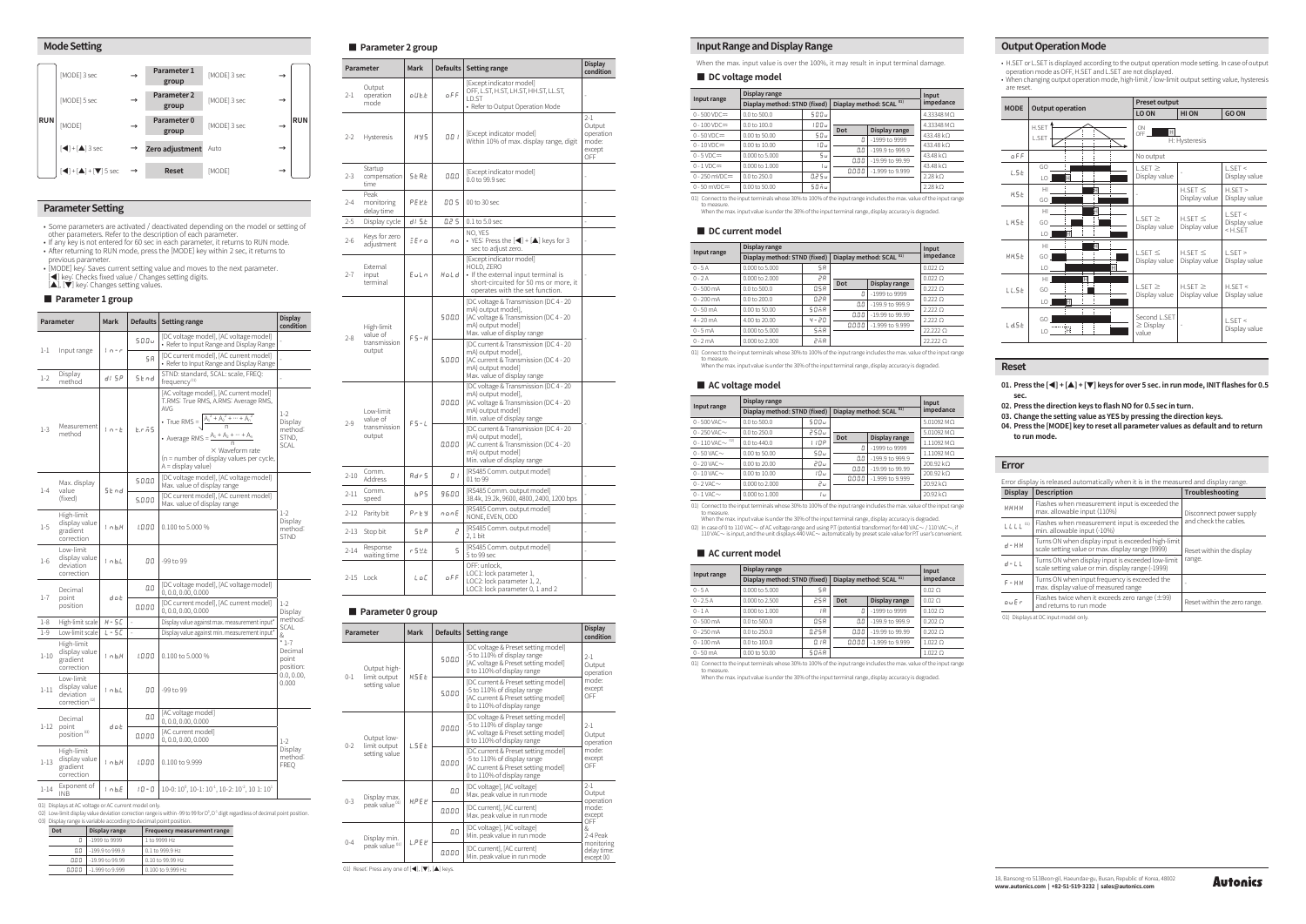## Mode Setting

| | | | | | | |
|---|---|---|---|---|---|---|
| RUN | [MODE] 3 sec | → | Parameter 1 group | [MODE] 3 sec | → | RUN |
| | [MODE] 5 sec | → | Parameter 2 group | [MODE] 3 sec | → | |
| | [MODE] | → | Parameter 0 group | [MODE] 3 sec | → | |
| | [◀] + [▲] 3 sec | → | Zero adjustment | Auto | → | |
| | [◀] + [▲] + [▼] 5 sec | → | Reset | [MODE] | → | |

## Parameter Setting

- Some parameters are activated / deactivated depending on the model or setting of other parameters. Refer to the description of each parameter.
- If any key is not entered for 60 sec in each parameter, it returns to RUN mode.
- After returning to RUN mode, press the [MODE] key within 2 sec, it returns to previous parameter.
- [MODE] key: Saves current setting value and moves to the next parameter.
  [◀] key: Checks fixed value / Changes setting digits.
  [▲], [▼] key: Changes setting values.

### ■ Parameter 1 group

| Parameter | | Mark | Defaults | Setting range | Display condition |
|---|---|---|---|---|---|
| 1-1 | Input range | In-r | 500u | [DC voltage model], [AC voltage model] • Refer to Input Range and Display Range | - |
| | | | 5A | [DC current model], [AC current model] • Refer to Input Range and Display Range | |
| 1-2 | Display method | dISP | Stnd | STND: standard, SCAL: scale, FREQ: frequency [01] | - |
| 1-3 | Measurement method | In-t | trMS | [AC voltage model], [AC current model] T.RMS: True RMS, A.RMS: Average RMS, AVG • True RMS = $\sqrt{\frac{A_1^2 + A_2^2 + \cdots + A_n^2}{n}}$ • Average RMS = $\frac{A_1 + A_2 + \cdots + A_n}{n}$ × Waveform rate (n = number of display values per cycle, A = display value) | 1-2 Display method: STND, SCAL |
| 1-4 | Max. display value (fixed) | Std | 50.00 | [DC voltage model], [AC voltage model] Max. value of display range | |
| | | | 5.000 | [DC current model], [AC current model] Max. value of display range | |
| 1-5 | High-limit display value gradient correction | InbH | 1.000 | 0.100 to 5.000 % | 1-2 Display method: STND |
| 1-6 | Low-limit display value deviation correction | InbL | 00 | -99 to 99 | |
| 1-7 | Decimal point position | dot | 0.0 | [DC voltage model], [AC voltage model] 0, 0.0, 0.00, 0.000 | |
| | | | 0.000 | [DC current model], [AC current model] 0, 0.0, 0.00, 0.000 | 1-2 Display method: SCAL & * 1-7 Decimal point position: 0.0, 0.00, 0.000 |
| 1-8 | High-limit scale | H-SC | | Display value against max. measurement input* | |
| 1-9 | Low-limit scale | L-SC | | Display value against min. measurement input* | |
| 1-10 | High-limit display value gradient correction | InbH | 1.000 | 0.100 to 5.000 % | |
| 1-11 | Low-limit display value deviation correction [02] | InbL | 00 | -99 to 99 | |
| 1-12 | Decimal point position [03] | dot | 0.0 | [AC voltage model] 0, 0.0, 0.00, 0.000 | 1-2 Display method: FREQ |
| | | | 0.000 | [AC current model] 0, 0.0, 0.00, 0.000 | |
| 1-13 | High-limit display value gradient correction | InbH | 1.000 | 0.100 to 9.999 | |
| 1-14 | Exponent of INB | InbE | 10-0 | 10-0: $10^0$, 10-1: $10^1$, 10-2: $10^{-1}$, 10 1: $10^1$ | |

01) Displays at AC voltage or AC current model only.
02) Low-limit display value deviation correction range is within -99 to 99 for $D^0, D^1$ digit regardless of decimal point position.
03) Display range is variable according to decimal point position.

| Dot | Display range | Frequency measurement range |
|---|---|---|
| 0 | -1999 to 9999 | 1 to 9999 Hz |
| 0.0 | -199.9 to 999.9 | 0.1 to 999.9 Hz |
| 0.00 | -19.99 to 99.99 | 0.10 to 99.99 Hz |
| 0.000 | -1.999 to 9.999 | 0.100 to 9.999 Hz |

### ■ Parameter 2 group

| Parameter | | Mark | Defaults | Setting range | Display condition |
|---|---|---|---|---|---|
| 2-1 | Output operation mode | oUt | oFF | [Except indicator model] OFF, L.ST, H.ST, LH.ST, HH.ST, LL.ST, LD.ST • Refer to Output Operation Mode | - |
| 2-2 | Hysteresis | HYS | 001 | [Except indicator model] Within 10% of max. display range, digit | 2-1 Output operation mode: except OFF |
| 2-3 | Startup compensation time | StAt | 0.0 | [Except indicator model] 0.0 to 99.9 sec | |
| 2-4 | Peak monitoring delay time | PEKt | 00 S | 00 to 30 sec | - |
| 2-5 | Display cycle | dISt | 0.2 S | 0.1 to 5.0 sec | - |
| 2-6 | Keys for zero adjustment | ZEro | no | NO, YES • YES: Press the [◀] + [▲] keys for 3 sec to adjust zero. | - |
| 2-7 | External input terminal | EuLn | HoLd | [Except indicator model] HOLD, ZERO • If the external input terminal is short-circuited for 50 ms or more, it operates with the set function. | - |
| 2-8 | High-limit value of transmission output | FS-H | 50.00 | [DC voltage & Transmission (DC 4 - 20 mA) output model], [AC voltage & Transmission (DC 4 - 20 mA) output model] Max. value of display range | - |
| | | | 5.000 | [DC current & Transmission (DC 4 - 20 mA) output model], [AC current & Transmission (DC 4 - 20 mA) output model] Max. value of display range | |
| 2-9 | Low-limit value of transmission output | FS-L | 00.00 | [DC voltage & Transmission (DC 4 - 20 mA) output model], [AC voltage & Transmission (DC 4 - 20 mA) output model] Min. value of display range | - |
| | | | 0.000 | [DC current & Transmission (DC 4 - 20 mA) output model], [AC current & Transmission (DC 4 - 20 mA) output model] Min. value of display range | |
| 2-10 | Comm. Address | Adrs | 01 | [RS485 Comm. output model] 01 to 99 | - |
| 2-11 | Comm. speed | bPS | 9600 | [RS485 Comm. output model] 38.4k, 19.2k, 9600, 4800, 2400, 1200 bps | - |
| 2-12 | Parity bit | Prty | nonE | [RS485 Comm. output model] NONE, EVEN, ODD | - |
| 2-13 | Stop bit | StP | 2 | [RS485 Comm. output model] 2, 1 bit | - |
| 2-14 | Response waiting time | rSWt | 5 | [RS485 Comm. output model] 5 to 99 sec | - |
| 2-15 | Lock | LoC | oFF | OFF: unlock, LOC1: lock parameter 1, LOC2: lock parameter 1, 2, LOC3: lock parameter 0, 1 and 2 | - |

### ■ Parameter 0 group

| Parameter | | Mark | Defaults | Setting range | Display condition |
|---|---|---|---|---|---|
| 0-1 | Output high-limit output setting value | HSEt | 50.00 | [DC voltage & Preset setting model] -5 to 110% of display range [AC voltage & Preset setting model] 0 to 110% of display range | 2-1 Output operation mode: except OFF |
| | | | 5.000 | [DC current & Preset setting model] -5 to 110% of display range [AC current & Preset setting model] 0 to 110% of display range | |
| 0-2 | Output low-limit output setting value | LSEt | 00.00 | [DC voltage & Preset setting model] -5 to 110% of display range [AC voltage & Preset setting model] 0 to 110% of display range | 2-1 Output operation mode: except OFF |
| | | | 0.000 | [DC current & Preset setting model] -5 to 110% of display range [AC current & Preset setting model] 0 to 110% of display range | |
| 0-3 | Display max. peak value [01] | HPEK | 0.0 | [DC voltage], [AC voltage] Max. peak value in run mode | 2-1 Output operation mode: except OFF & 2-4 Peak monitoring delay time: except 00 |
| | | | 0.000 | [DC current], [AC current] Max. peak value in run mode | |
| 0-4 | Display min. peak value [01] | LPEK | 0.0 | [DC voltage], [AC voltage] Min. peak value in run mode | |
| | | | 0.000 | [DC current], [AC current] Min. peak value in run mode | |

01) Reset: Press any one of [◀], [▼], [▲] keys.

## Input Range and Display Range

When the max. input value is over the 100%, it may result in input terminal damage.

### ■ DC voltage model

| Input range | Display range | | | | Input impedance |
|---|---|---|---|---|---|
| | Display method: STND (fixed) | | Display method: SCAL [01] | | |
| | | | Dot | Display range | |
| 0 - 500 VDC⎓ | 0.0 to 500.0 | 500u | | | 4.33348 MΩ |
| 0 - 100 VDC⎓ | 0.0 to 100.0 | 100u | | | 4.33348 MΩ |
| 0 - 50 VDC⎓ | 0.00 to 50.00 | 50u | 0 | -1999 to 9999 | 433.48 kΩ |
| 0 - 10 VDC⎓ | 0.00 to 10.00 | 10u | 0.0 | -199.9 to 999.9 | 433.48 kΩ |
| 0 - 5 VDC⎓ | 0.000 to 5.000 | 5u | 0.00 | -19.99 to 99.99 | 43.48 kΩ |
| 0 - 1 VDC⎓ | 0.000 to 1.000 | 1u | 0.000 | -1.999 to 9.999 | 43.48 kΩ |
| 0 - 250 mVDC⎓ | 0.0 to 250.0 | 0.25u | | | 2.28 kΩ |
| 0 - 50 mVDC⎓ | 0.00 to 50.00 | 50.0mu | | | 2.28 kΩ |

01) Connect to the input terminals whose 30% to 100% of the input range includes the max. value of the input range to measure.
When the max. input value is under the 30% of the input terminal range, display accuracy is degraded.

### ■ DC current model

| Input range | Display range | | | | Input impedance |
|---|---|---|---|---|---|
| | Display method: STND (fixed) | | Display method: SCAL [01] | | |
| | | | Dot | Display range | |
| 0 - 5 A | 0.000 to 5.000 | 5A | | | 0.022 Ω |
| 0 - 2 A | 0.000 to 2.000 | 2A | | | 0.022 Ω |
| 0 - 500 mA | 0.0 to 500.0 | 0.5A | 0 | -1999 to 9999 | 0.222 Ω |
| 0 - 200 mA | 0.0 to 200.0 | 0.2A | 0.0 | -199.9 to 999.9 | 0.222 Ω |
| 0 - 50 mA | 0.00 to 50.00 | 50.0A | 0.00 | -19.99 to 99.99 | 2.222 Ω |
| 4 - 20 mA | 4.00 to 20.00 | 4-20 | 0.000 | -1.999 to 9.999 | 2.222 Ω |
| 0 - 5 mA | 0.000 to 5.000 | 5AA | | | 22.222 Ω |
| 0 - 2 mA | 0.000 to 2.000 | 2AA | | | 22.222 Ω |

01) Connect to the input terminals whose 30% to 100% of the input range includes the max. value of the input range to measure.
When the max. input value is under the 30% of the input terminal range, display accuracy is degraded.

### ■ AC voltage model

| Input range | Display range | | | | Input impedance |
|---|---|---|---|---|---|
| | Display method: STND (fixed) | | Display method: SCAL [01] | | |
| | | | Dot | Display range | |
| 0 - 500 VAC∼ | 0.0 to 500.0 | 500u | | | 5.01092 MΩ |
| 0 - 250 VAC∼ | 0.0 to 250.0 | 250u | | | 5.01092 MΩ |
| 0 - 110 VAC∼ [02] | 0.0 to 440.0 | 110P | 0 | -1999 to 9999 | 1.11092 MΩ |
| 0 - 50 VAC∼ | 0.00 to 50.00 | 50u | 0.0 | -199.9 to 999.9 | 1.11092 MΩ |
| 0 - 20 VAC∼ | 0.00 to 20.00 | 20u | 0.00 | -19.99 to 99.99 | 200.92 kΩ |
| 0 - 10 VAC∼ | 0.00 to 10.00 | 10u | 0.000 | -1.999 to 9.999 | 200.92 kΩ |
| 0 - 2 VAC∼ | 0.000 to 2.000 | 2u | | | 20.92 kΩ |
| 0 - 1 VAC∼ | 0.000 to 1.000 | 1u | | | 20.92 kΩ |

01) Connect to the input terminals whose 30% to 100% of the input range includes the max. value of the input range to measure.
When the max. input value is under the 30% of the input terminal range, display accuracy is degraded.
02) In case of 0 to 110 VAC∼ of AC voltage range and using P.T (potential transformer) for 440 VAC∼ / 110 VAC∼, if 110 VAC∼ is input, and the unit displays 440 VAC∼ automatically by preset scale value for P.T user's convenient.

### ■ AC current model

| Input range | Display range | | | | Input impedance |
|---|---|---|---|---|---|
| | Display method: STND (fixed) | | Display method: SCAL [01] | | |
| | | | Dot | Display range | |
| 0 - 5 A | 0.000 to 5.000 | 5A | | | 0.02 Ω |
| 0 - 2.5 A | 0.000 to 2.500 | 2.5A | | | 0.02 Ω |
| 0 - 1 A | 0.000 to 1.000 | 1A | 0 | -1999 to 9999 | 0.102 Ω |
| 0 - 500 mA | 0.0 to 500.0 | 0.5A | 0.0 | -199.9 to 999.9 | 0.202 Ω |
| 0 - 250 mA | 0.0 to 250.0 | 0.25A | 0.00 | -19.99 to 99.99 | 0.202 Ω |
| 0 - 100 mA | 0.0 to 100.0 | 0.1A | 0.000 | -1.999 to 9.999 | 1.022 Ω |
| 0 - 50 mA | 0.00 to 50.00 | 50.0A | | | 1.022 Ω |

01) Connect to the input terminals whose 30% to 100% of the input range includes the max. value of the input range to measure.
When the max. input value is under the 30% of the input terminal range, display accuracy is degraded.

## Output Operation Mode

- H.SET or L.SET is displayed according to the output operation mode setting. In case of output operation mode as OFF, H.SET and L.SET are not displayed.
- When changing output operation mode, high-limit / low-limit output setting value, hysteresis are reset.

| MODE | Output operation | Preset output | | |
|---|---|---|---|---|
| | | LO ON | HI ON | GO ON |
| | H.SET, L.SET, ON/OFF, H: Hysteresis | | | |
| oFF | | No output | | |
| LSt | GO, LO | L.SET ≥ Display value | - | L.SET < Display value |
| HSt | HI, GO | - | H.SET ≤ Display value | H.SET > Display value |
| LHSt | HI, GO, LO | L.SET ≥ Display value | H.SET ≤ Display value | L.SET < Display value < H.SET |
| HHSt | HI, GO, LO | L.SET ≤ Display value | H.SET ≤ Display value | L.SET > Display value |
| LLSt | HI, GO, LO | L.SET ≥ Display value | H.SET ≥ Display value | H.SET < Display value |
| LdSt | GO, LO | Second L.SET ≥ Display value | - | L.SET < Display value |

## Reset

**01. Press the [◀] + [▲] + [▼] keys for over 5 sec. in run mode, INIT flashes for 0.5 sec.**
**02. Press the direction keys to flash NO for 0.5 sec in turn.**
**03. Change the setting value as YES by pressing the direction keys.**
**04. Press the [MODE] key to reset all parameter values as default and to return to run mode.**

## Error

Error display is released automatically when it is in the measured and display range.

| Display | Description | Troubleshooting |
|---|---|---|
| HHHH | Flashes when measurement input is exceeded the max. allowable input (110%) | Disconnect power supply and check the cables. |
| LLLL [01] | Flashes when measurement input is exceeded the min. allowable input (-10%) | |
| d-HH | Turns ON when display input is exceeded high-limit scale setting value or max. display range (9999) | Reset within the display range. |
| d-LL | Turns ON when display input is exceeded low-limit scale setting value or min. display range (-1999) | |
| F-HH | Turns ON when input frequency is exceeded the max. display value of measured range | - |
| ouEr | Flashes twice when it exceeds zero range (±99) and returns to run mode | Reset within the zero range. |

01) Displays at DC input model only.

18, Bansong-ro 513beon-gil, Haeundae-gu, Busan, Republic of Korea, 48002
www.autonics.com | +82-51-519-3232 | sales@autonics.com

Autonics